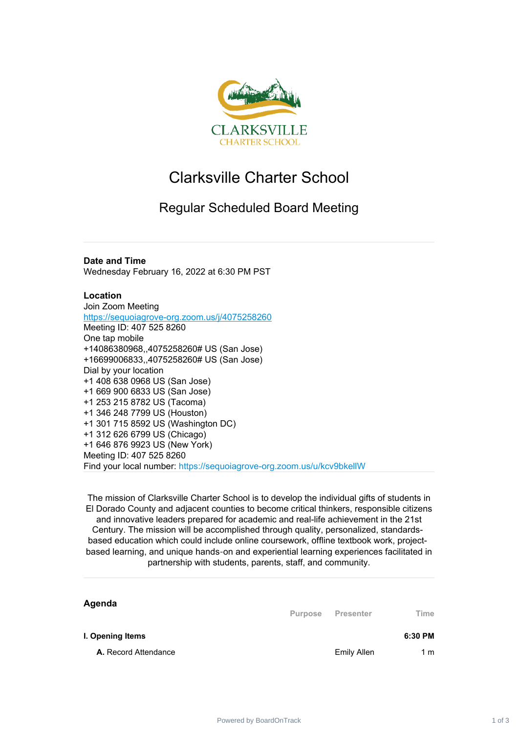# Clarksville Charter School

## Regular Scheduled Board Meeting

**Date and Time**
Wednesday February 16, 2022 at 6:30 PM PST

**Location**
Join Zoom Meeting
https://sequoiagrove-org.zoom.us/j/4075258260
Meeting ID: 407 525 8260
One tap mobile
+14086380968,,4075258260# US (San Jose)
+16699006833,,4075258260# US (San Jose)
Dial by your location
+1 408 638 0968 US (San Jose)
+1 669 900 6833 US (San Jose)
+1 253 215 8782 US (Tacoma)
+1 346 248 7799 US (Houston)
+1 301 715 8592 US (Washington DC)
+1 312 626 6799 US (Chicago)
+1 646 876 9923 US (New York)
Meeting ID: 407 525 8260
Find your local number: https://sequoiagrove-org.zoom.us/u/kcv9bkellW

The mission of Clarksville Charter School is to develop the individual gifts of students in El Dorado County and adjacent counties to become critical thinkers, responsible citizens and innovative leaders prepared for academic and real-life achievement in the 21st Century. The mission will be accomplished through quality, personalized, standards-based education which could include online coursework, offline textbook work, project-based learning, and unique hands-on and experiential learning experiences facilitated in partnership with students, parents, staff, and community.

**Agenda**

| | Purpose | Presenter | Time |
|---|---|---|---|
| **I. Opening Items** | | | **6:30 PM** |
| **A.** Record Attendance | | Emily Allen | 1 m |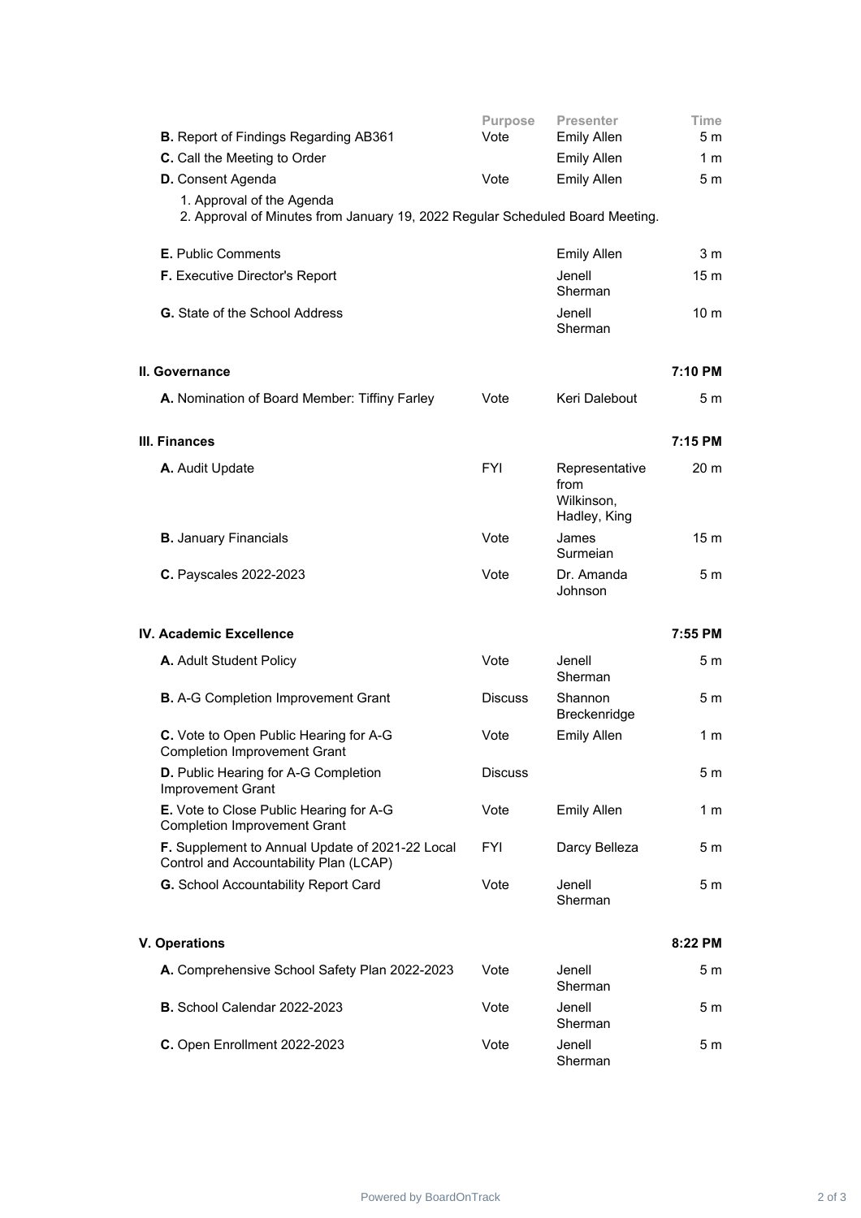| | Purpose | Presenter | Time |
|---|---|---|---|
| **B.** Report of Findings Regarding AB361 | Vote | Emily Allen | 5 m |
| **C.** Call the Meeting to Order | | Emily Allen | 1 m |
| **D.** Consent Agenda | Vote | Emily Allen | 5 m |

1. Approval of the Agenda
2. Approval of Minutes from January 19, 2022 Regular Scheduled Board Meeting.

| | Purpose | Presenter | Time |
|---|---|---|---|
| **E.** Public Comments | | Emily Allen | 3 m |
| **F.** Executive Director's Report | | Jenell Sherman | 15 m |
| **G.** State of the School Address | | Jenell Sherman | 10 m |

## II. Governance — 7:10 PM

| | Purpose | Presenter | Time |
|---|---|---|---|
| **A.** Nomination of Board Member: Tiffiny Farley | Vote | Keri Dalebout | 5 m |

## III. Finances — 7:15 PM

| | Purpose | Presenter | Time |
|---|---|---|---|
| **A.** Audit Update | FYI | Representative from Wilkinson, Hadley, King | 20 m |
| **B.** January Financials | Vote | James Surmeian | 15 m |
| **C.** Payscales 2022-2023 | Vote | Dr. Amanda Johnson | 5 m |

## IV. Academic Excellence — 7:55 PM

| | Purpose | Presenter | Time |
|---|---|---|---|
| **A.** Adult Student Policy | Vote | Jenell Sherman | 5 m |
| **B.** A-G Completion Improvement Grant | Discuss | Shannon Breckenridge | 5 m |
| **C.** Vote to Open Public Hearing for A-G Completion Improvement Grant | Vote | Emily Allen | 1 m |
| **D.** Public Hearing for A-G Completion Improvement Grant | Discuss | | 5 m |
| **E.** Vote to Close Public Hearing for A-G Completion Improvement Grant | Vote | Emily Allen | 1 m |
| **F.** Supplement to Annual Update of 2021-22 Local Control and Accountability Plan (LCAP) | FYI | Darcy Belleza | 5 m |
| **G.** School Accountability Report Card | Vote | Jenell Sherman | 5 m |

## V. Operations — 8:22 PM

| | Purpose | Presenter | Time |
|---|---|---|---|
| **A.** Comprehensive School Safety Plan 2022-2023 | Vote | Jenell Sherman | 5 m |
| **B.** School Calendar 2022-2023 | Vote | Jenell Sherman | 5 m |
| **C.** Open Enrollment 2022-2023 | Vote | Jenell Sherman | 5 m |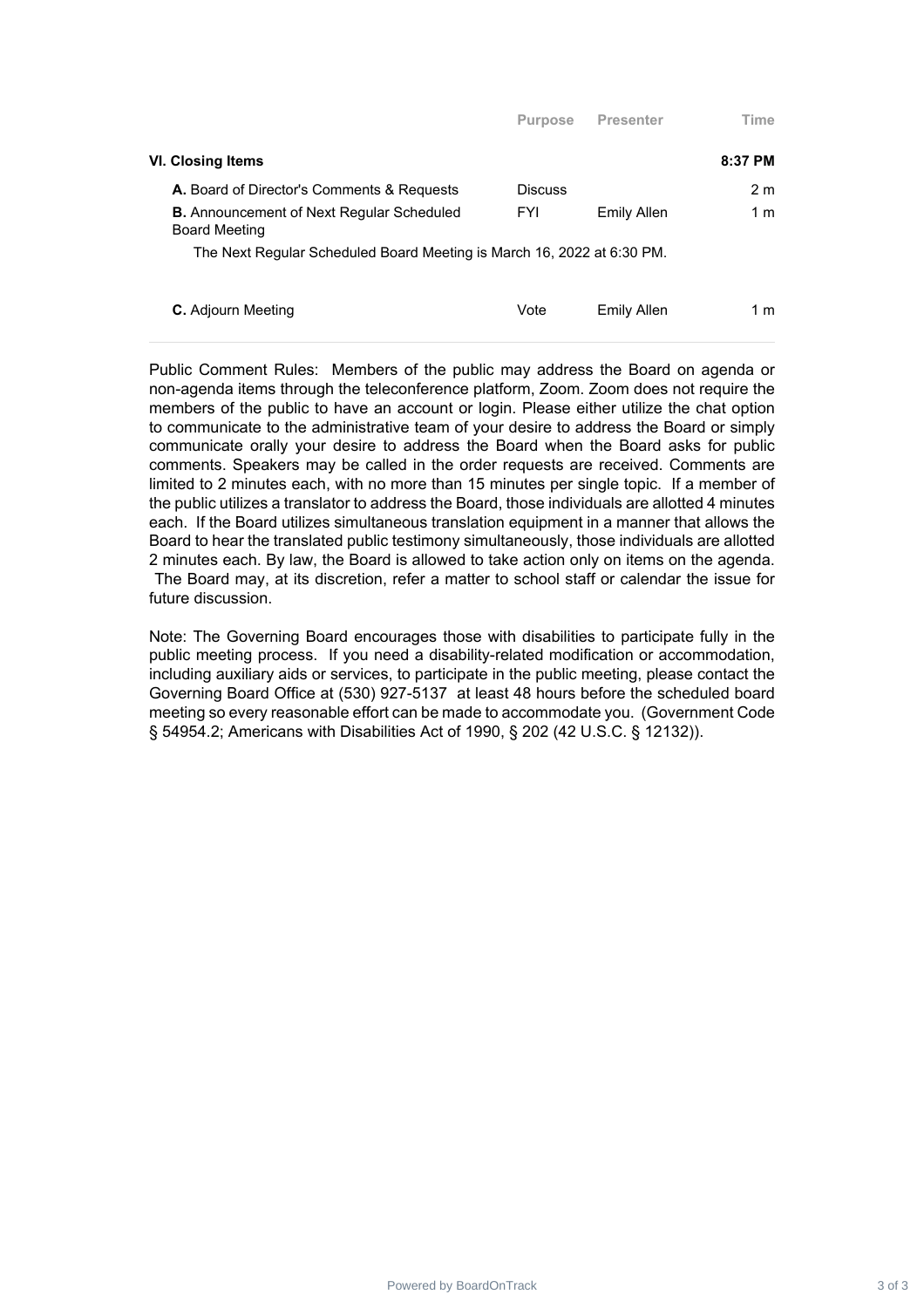| | Purpose | Presenter | Time |
|---|---|---|---|
| **VI. Closing Items** | | | **8:37 PM** |
| **A.** Board of Director's Comments & Requests | Discuss | | 2 m |
| **B.** Announcement of Next Regular Scheduled Board Meeting | FYI | Emily Allen | 1 m |
| The Next Regular Scheduled Board Meeting is March 16, 2022 at 6:30 PM. | | | |
| **C.** Adjourn Meeting | Vote | Emily Allen | 1 m |

Public Comment Rules: Members of the public may address the Board on agenda or non-agenda items through the teleconference platform, Zoom. Zoom does not require the members of the public to have an account or login. Please either utilize the chat option to communicate to the administrative team of your desire to address the Board or simply communicate orally your desire to address the Board when the Board asks for public comments. Speakers may be called in the order requests are received. Comments are limited to 2 minutes each, with no more than 15 minutes per single topic. If a member of the public utilizes a translator to address the Board, those individuals are allotted 4 minutes each. If the Board utilizes simultaneous translation equipment in a manner that allows the Board to hear the translated public testimony simultaneously, those individuals are allotted 2 minutes each. By law, the Board is allowed to take action only on items on the agenda. The Board may, at its discretion, refer a matter to school staff or calendar the issue for future discussion.

Note: The Governing Board encourages those with disabilities to participate fully in the public meeting process. If you need a disability-related modification or accommodation, including auxiliary aids or services, to participate in the public meeting, please contact the Governing Board Office at (530) 927-5137 at least 48 hours before the scheduled board meeting so every reasonable effort can be made to accommodate you. (Government Code § 54954.2; Americans with Disabilities Act of 1990, § 202 (42 U.S.C. § 12132)).